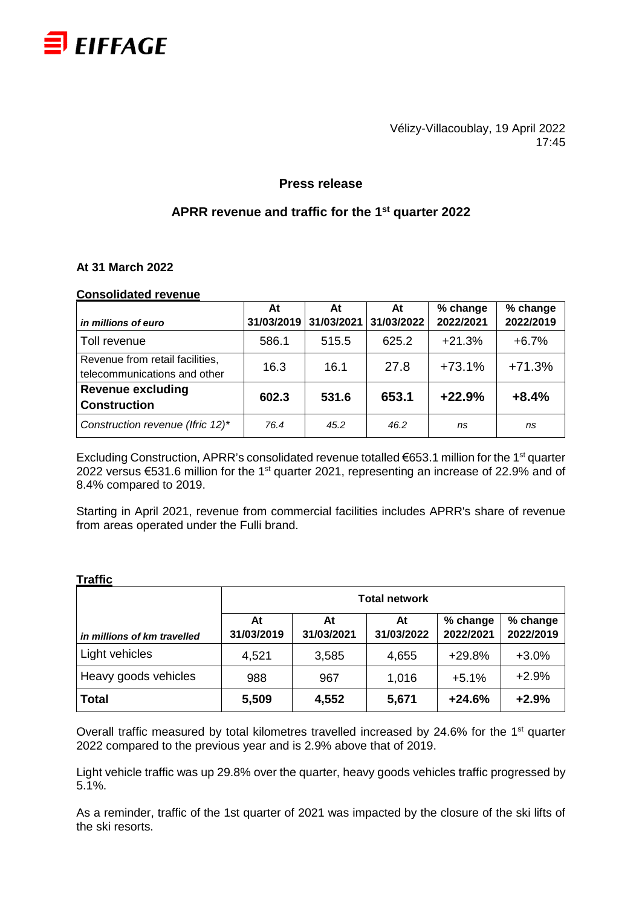EIFFAGE

Vélizy-Villacoublay, 19 April 2022
17:45

## Press release

## APRR revenue and traffic for the 1st quarter 2022

**At 31 March 2022**

**Consolidated revenue**

| *in millions of euro* | At 31/03/2019 | At 31/03/2021 | At 31/03/2022 | % change 2022/2021 | % change 2022/2019 |
|---|---|---|---|---|---|
| Toll revenue | 586.1 | 515.5 | 625.2 | +21.3% | +6.7% |
| Revenue from retail facilities, telecommunications and other | 16.3 | 16.1 | 27.8 | +73.1% | +71.3% |
| **Revenue excluding Construction** | **602.3** | **531.6** | **653.1** | **+22.9%** | **+8.4%** |
| *Construction revenue (Ifric 12)** | *76.4* | *45.2* | *46.2* | *ns* | *ns* |

Excluding Construction, APRR's consolidated revenue totalled €653.1 million for the 1st quarter 2022 versus €531.6 million for the 1st quarter 2021, representing an increase of 22.9% and of 8.4% compared to 2019.

Starting in April 2021, revenue from commercial facilities includes APRR's share of revenue from areas operated under the Fulli brand.

**Traffic**

| | Total network | | | | |
|---|---|---|---|---|---|
| *in millions of km travelled* | At 31/03/2019 | At 31/03/2021 | At 31/03/2022 | % change 2022/2021 | % change 2022/2019 |
| Light vehicles | 4,521 | 3,585 | 4,655 | +29.8% | +3.0% |
| Heavy goods vehicles | 988 | 967 | 1,016 | +5.1% | +2.9% |
| **Total** | **5,509** | **4,552** | **5,671** | **+24.6%** | **+2.9%** |

Overall traffic measured by total kilometres travelled increased by 24.6% for the 1st quarter 2022 compared to the previous year and is 2.9% above that of 2019.

Light vehicle traffic was up 29.8% over the quarter, heavy goods vehicles traffic progressed by 5.1%.

As a reminder, traffic of the 1st quarter of 2021 was impacted by the closure of the ski lifts of the ski resorts.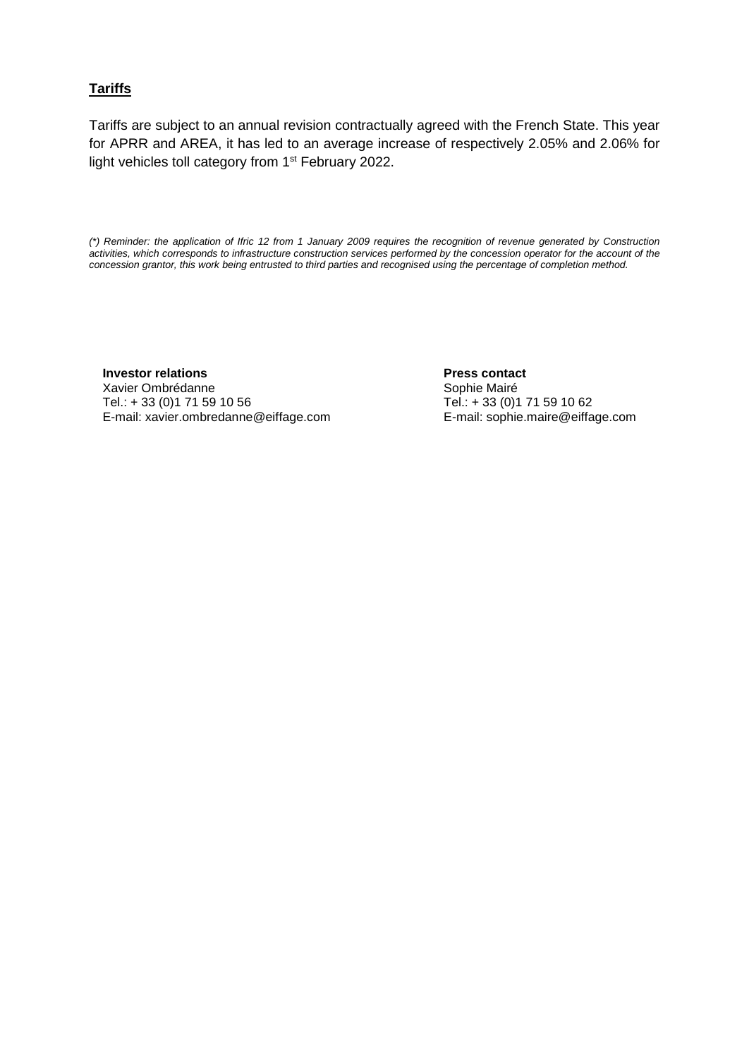## Tariffs

Tariffs are subject to an annual revision contractually agreed with the French State. This year for APRR and AREA, it has led to an average increase of respectively 2.05% and 2.06% for light vehicles toll category from 1st February 2022.

*(\*) Reminder: the application of Ifric 12 from 1 January 2009 requires the recognition of revenue generated by Construction activities, which corresponds to infrastructure construction services performed by the concession operator for the account of the concession grantor, this work being entrusted to third parties and recognised using the percentage of completion method.*

**Investor relations**
Xavier Ombrédanne
Tel.: + 33 (0)1 71 59 10 56
E-mail: xavier.ombredanne@eiffage.com

**Press contact**
Sophie Mairé
Tel.: + 33 (0)1 71 59 10 62
E-mail: sophie.maire@eiffage.com